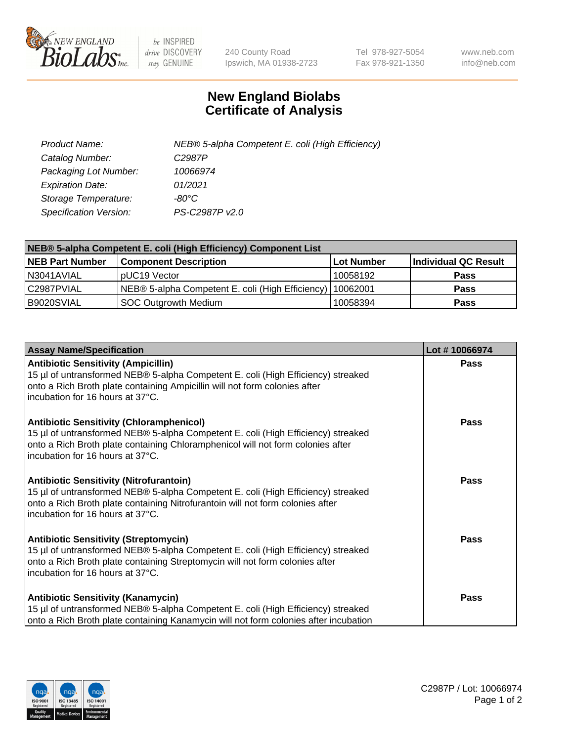# New England Biolabs Certificate of Analysis

| | |
|---|---|
| *Product Name:* | *NEB® 5-alpha Competent E. coli (High Efficiency)* |
| *Catalog Number:* | *C2987P* |
| *Packaging Lot Number:* | *10066974* |
| *Expiration Date:* | *01/2021* |
| *Storage Temperature:* | *-80°C* |
| *Specification Version:* | *PS-C2987P v2.0* |

| **NEB® 5-alpha Competent E. coli (High Efficiency) Component List** | | | |
|---|---|---|---|
| **NEB Part Number** | **Component Description** | **Lot Number** | **Individual QC Result** |
| N3041AVIAL | pUC19 Vector | 10058192 | **Pass** |
| C2987PVIAL | NEB® 5-alpha Competent E. coli (High Efficiency) | 10062001 | **Pass** |
| B9020SVIAL | SOC Outgrowth Medium | 10058394 | **Pass** |

| **Assay Name/Specification** | **Lot # 10066974** |
|---|---|
| **Antibiotic Sensitivity (Ampicillin)** 15 µl of untransformed NEB® 5-alpha Competent E. coli (High Efficiency) streaked onto a Rich Broth plate containing Ampicillin will not form colonies after incubation for 16 hours at 37°C. | **Pass** |
| **Antibiotic Sensitivity (Chloramphenicol)** 15 µl of untransformed NEB® 5-alpha Competent E. coli (High Efficiency) streaked onto a Rich Broth plate containing Chloramphenicol will not form colonies after incubation for 16 hours at 37°C. | **Pass** |
| **Antibiotic Sensitivity (Nitrofurantoin)** 15 µl of untransformed NEB® 5-alpha Competent E. coli (High Efficiency) streaked onto a Rich Broth plate containing Nitrofurantoin will not form colonies after incubation for 16 hours at 37°C. | **Pass** |
| **Antibiotic Sensitivity (Streptomycin)** 15 µl of untransformed NEB® 5-alpha Competent E. coli (High Efficiency) streaked onto a Rich Broth plate containing Streptomycin will not form colonies after incubation for 16 hours at 37°C. | **Pass** |
| **Antibiotic Sensitivity (Kanamycin)** 15 µl of untransformed NEB® 5-alpha Competent E. coli (High Efficiency) streaked onto a Rich Broth plate containing Kanamycin will not form colonies after incubation | **Pass** |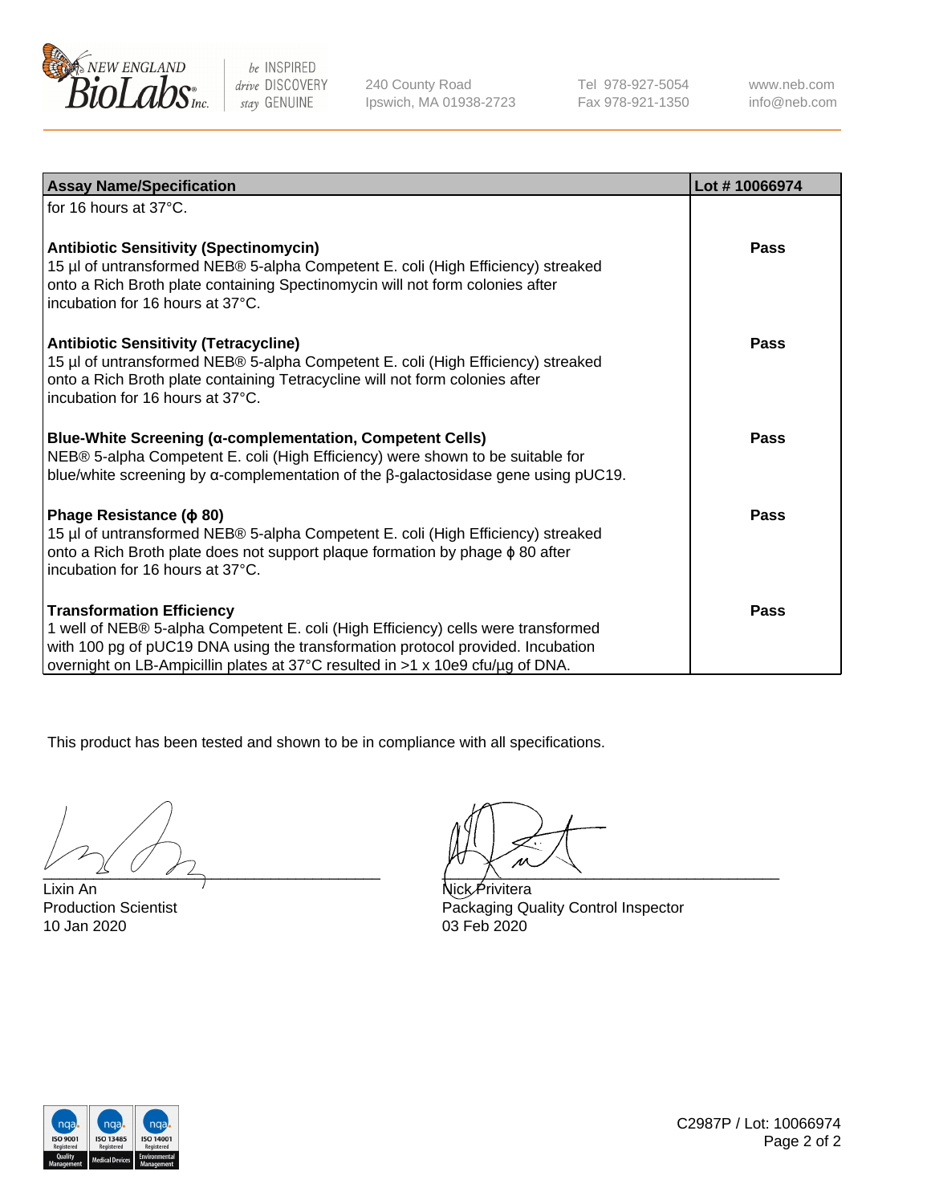| Assay Name/Specification | Lot # 10066974 |
| --- | --- |
| for 16 hours at 37°C. | |
| **Antibiotic Sensitivity (Spectinomycin)**<br>15 µl of untransformed NEB® 5-alpha Competent E. coli (High Efficiency) streaked onto a Rich Broth plate containing Spectinomycin will not form colonies after incubation for 16 hours at 37°C. | Pass |
| **Antibiotic Sensitivity (Tetracycline)**<br>15 µl of untransformed NEB® 5-alpha Competent E. coli (High Efficiency) streaked onto a Rich Broth plate containing Tetracycline will not form colonies after incubation for 16 hours at 37°C. | Pass |
| **Blue-White Screening (α-complementation, Competent Cells)**<br>NEB® 5-alpha Competent E. coli (High Efficiency) were shown to be suitable for blue/white screening by α-complementation of the β-galactosidase gene using pUC19. | Pass |
| **Phage Resistance (ϕ 80)**<br>15 µl of untransformed NEB® 5-alpha Competent E. coli (High Efficiency) streaked onto a Rich Broth plate does not support plaque formation by phage ϕ 80 after incubation for 16 hours at 37°C. | Pass |
| **Transformation Efficiency**<br>1 well of NEB® 5-alpha Competent E. coli (High Efficiency) cells were transformed with 100 pg of pUC19 DNA using the transformation protocol provided. Incubation overnight on LB-Ampicillin plates at 37°C resulted in >1 x 10e9 cfu/µg of DNA. | Pass |

This product has been tested and shown to be in compliance with all specifications.

Lixin An
Production Scientist
10 Jan 2020

Nick Privitera
Packaging Quality Control Inspector
03 Feb 2020

C2987P / Lot: 10066974